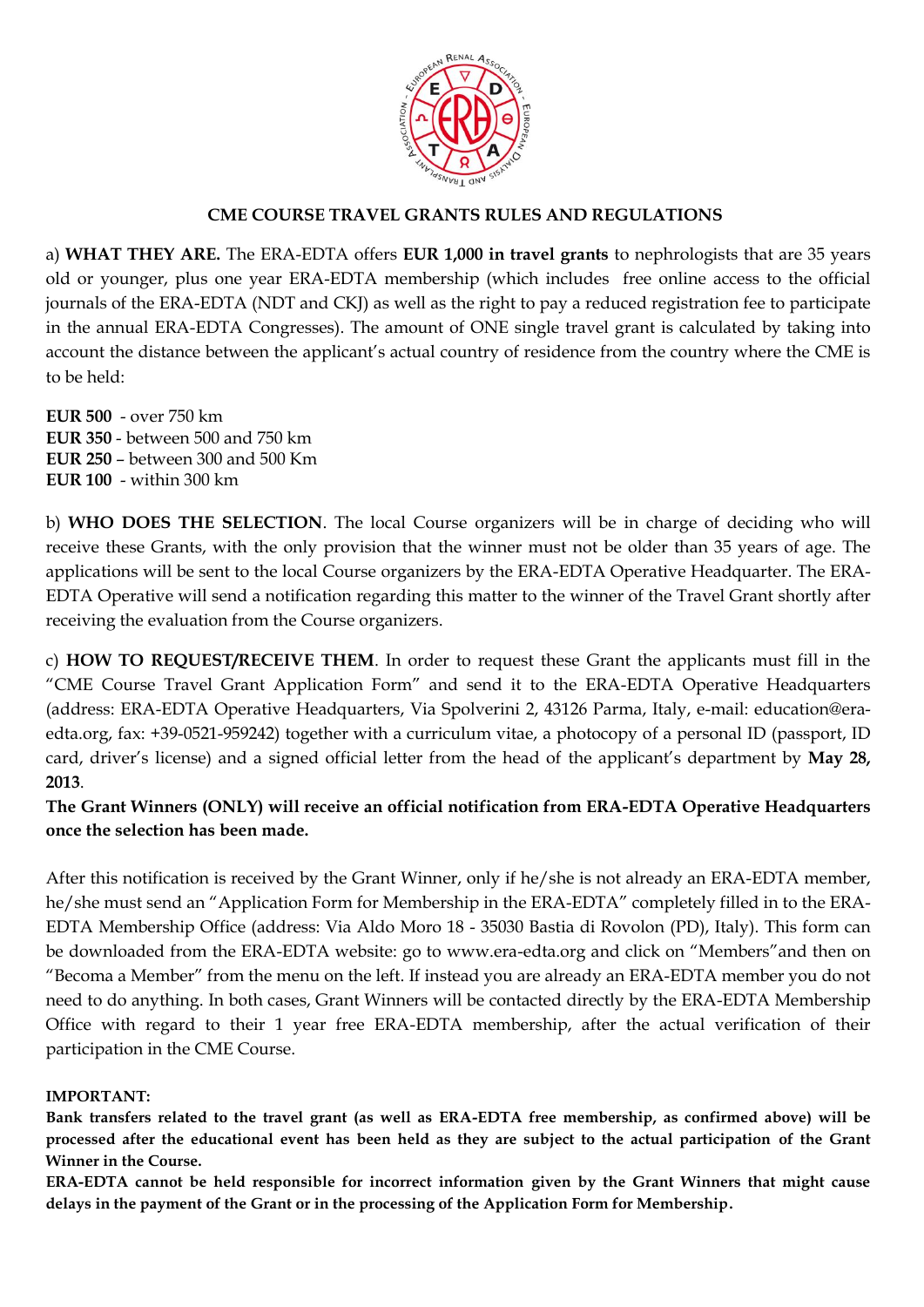# CME COURSE TRAVEL GRANTS RULES AND REGULATIONS

a) **WHAT THEY ARE.** The ERA-EDTA offers **EUR 1,000 in travel grants** to nephrologists that are 35 years old or younger, plus one year ERA-EDTA membership (which includes free online access to the official journals of the ERA-EDTA (NDT and CKJ) as well as the right to pay a reduced registration fee to participate in the annual ERA-EDTA Congresses). The amount of ONE single travel grant is calculated by taking into account the distance between the applicant's actual country of residence from the country where the CME is to be held:

**EUR 500** - over 750 km
**EUR 350** - between 500 and 750 km
**EUR 250** – between 300 and 500 Km
**EUR 100** - within 300 km

b) **WHO DOES THE SELECTION**. The local Course organizers will be in charge of deciding who will receive these Grants, with the only provision that the winner must not be older than 35 years of age. The applications will be sent to the local Course organizers by the ERA-EDTA Operative Headquarter. The ERA-EDTA Operative will send a notification regarding this matter to the winner of the Travel Grant shortly after receiving the evaluation from the Course organizers.

c) **HOW TO REQUEST/RECEIVE THEM**. In order to request these Grant the applicants must fill in the "CME Course Travel Grant Application Form" and send it to the ERA-EDTA Operative Headquarters (address: ERA-EDTA Operative Headquarters, Via Spolverini 2, 43126 Parma, Italy, e-mail: education@era-edta.org, fax: +39-0521-959242) together with a curriculum vitae, a photocopy of a personal ID (passport, ID card, driver's license) and a signed official letter from the head of the applicant's department by **May 28, 2013**.

**The Grant Winners (ONLY) will receive an official notification from ERA-EDTA Operative Headquarters once the selection has been made.**

After this notification is received by the Grant Winner, only if he/she is not already an ERA-EDTA member, he/she must send an "Application Form for Membership in the ERA-EDTA" completely filled in to the ERA-EDTA Membership Office (address: Via Aldo Moro 18 - 35030 Bastia di Rovolon (PD), Italy). This form can be downloaded from the ERA-EDTA website: go to www.era-edta.org and click on "Members"and then on "Becoma a Member" from the menu on the left. If instead you are already an ERA-EDTA member you do not need to do anything. In both cases, Grant Winners will be contacted directly by the ERA-EDTA Membership Office with regard to their 1 year free ERA-EDTA membership, after the actual verification of their participation in the CME Course.

**IMPORTANT:**

**Bank transfers related to the travel grant (as well as ERA-EDTA free membership, as confirmed above) will be processed after the educational event has been held as they are subject to the actual participation of the Grant Winner in the Course.**

**ERA-EDTA cannot be held responsible for incorrect information given by the Grant Winners that might cause delays in the payment of the Grant or in the processing of the Application Form for Membership.**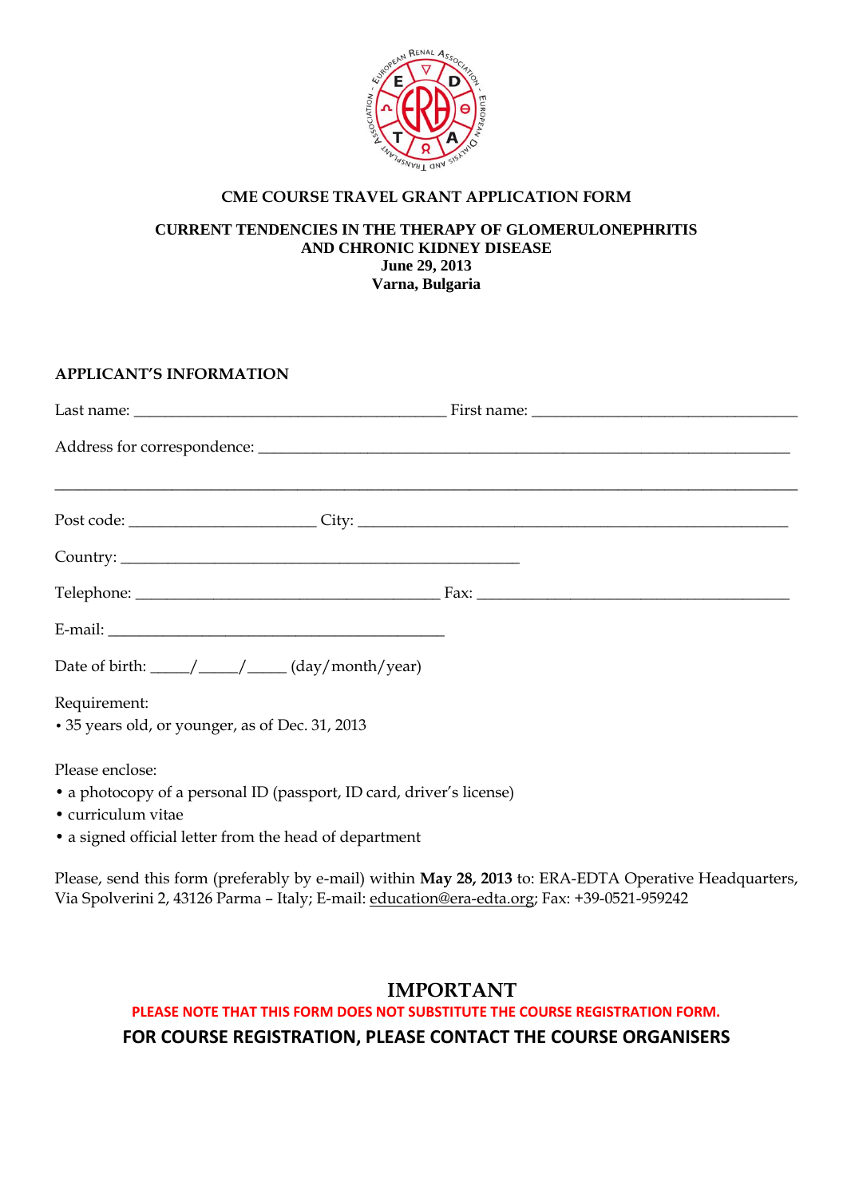**CME COURSE TRAVEL GRANT APPLICATION FORM**

**CURRENT TENDENCIES IN THE THERAPY OF GLOMERULONEPHRITIS AND CHRONIC KIDNEY DISEASE**
**June 29, 2013**
**Varna, Bulgaria**

## APPLICANT'S INFORMATION

Last name: ________________________________________ First name: __________________________________

Address for correspondence: ____________________________________________________________________

______________________________________________________________________________________________

Post code: ________________________ City: _______________________________________________________

Country: ___________________________________________________

Telephone: ______________________________________ Fax: ________________________________________

E-mail: ___________________________________________

Date of birth: _____/_____/_____ (day/month/year)

Requirement:

- 35 years old, or younger, as of Dec. 31, 2013

Please enclose:

- a photocopy of a personal ID (passport, ID card, driver's license)
- curriculum vitae
- a signed official letter from the head of department

Please, send this form (preferably by e-mail) within **May 28, 2013** to: ERA-EDTA Operative Headquarters, Via Spolverini 2, 43126 Parma – Italy; E-mail: education@era-edta.org; Fax: +39-0521-959242

## IMPORTANT

**PLEASE NOTE THAT THIS FORM DOES NOT SUBSTITUTE THE COURSE REGISTRATION FORM.**

**FOR COURSE REGISTRATION, PLEASE CONTACT THE COURSE ORGANISERS**